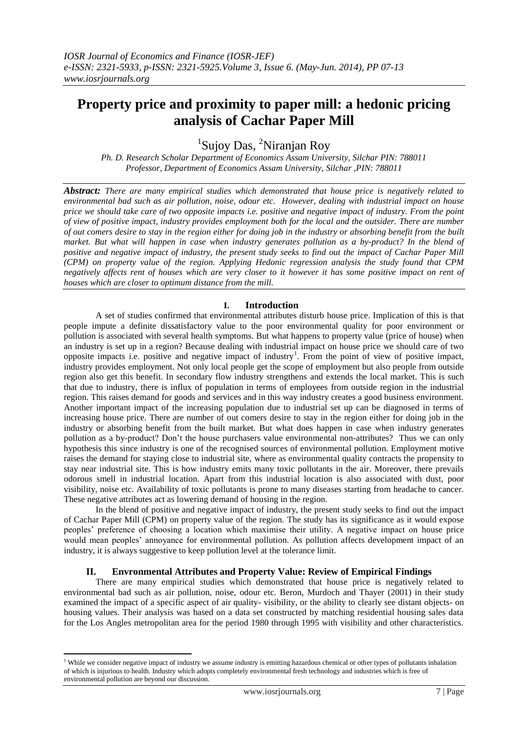# Property price and proximity to paper mill: a hedonic pricing analysis of Cachar Paper Mill

[1]Sujoy Das, [2]Niranjan Roy

*Ph. D. Research Scholar Department of Economics Assam University, Silchar PIN: 788011*
*Professor, Department of Economics Assam University, Silchar ,PIN: 788011*

***Abstract:*** *There are many empirical studies which demonstrated that house price is negatively related to environmental bad such as air pollution, noise, odour etc. However, dealing with industrial impact on house price we should take care of two opposite impacts i.e. positive and negative impact of industry. From the point of view of positive impact, industry provides employment both for the local and the outsider. There are number of out comers desire to stay in the region either for doing job in the industry or absorbing benefit from the built market. But what will happen in case when industry generates pollution as a by-product? In the blend of positive and negative impact of industry, the present study seeks to find out the impact of Cachar Paper Mill (CPM) on property value of the region. Applying Hedonic regression analysis the study found that CPM negatively affects rent of houses which are very closer to it however it has some positive impact on rent of houses which are closer to optimum distance from the mill.*

## I. Introduction

A set of studies confirmed that environmental attributes disturb house price. Implication of this is that people impute a definite dissatisfactory value to the poor environmental quality for poor environment or pollution is associated with several health symptoms. But what happens to property value (price of house) when an industry is set up in a region? Because dealing with industrial impact on house price we should care of two opposite impacts i.e. positive and negative impact of industry[1]. From the point of view of positive impact, industry provides employment. Not only local people get the scope of employment but also people from outside region also get this benefit. In secondary flow industry strengthens and extends the local market. This is such that due to industry, there is influx of population in terms of employees from outside region in the industrial region. This raises demand for goods and services and in this way industry creates a good business environment. Another important impact of the increasing population due to industrial set up can be diagnosed in terms of increasing house price. There are number of out comers desire to stay in the region either for doing job in the industry or absorbing benefit from the built market. But what does happen in case when industry generates pollution as a by-product? Don't the house purchasers value environmental non-attributes? Thus we can only hypothesis this since industry is one of the recognised sources of environmental pollution. Employment motive raises the demand for staying close to industrial site, where as environmental quality contracts the propensity to stay near industrial site. This is how industry emits many toxic pollutants in the air. Moreover, there prevails odorous smell in industrial location. Apart from this industrial location is also associated with dust, poor visibility, noise etc. Availability of toxic pollutants is prone to many diseases starting from headache to cancer. These negative attributes act as lowering demand of housing in the region.

In the blend of positive and negative impact of industry, the present study seeks to find out the impact of Cachar Paper Mill (CPM) on property value of the region. The study has its significance as it would expose peoples' preference of choosing a location which maximise their utility. A negative impact on house price would mean peoples' annoyance for environmental pollution. As pollution affects development impact of an industry, it is always suggestive to keep pollution level at the tolerance limit.

## II. Envronmental Attributes and Property Value: Review of Empirical Findings

There are many empirical studies which demonstrated that house price is negatively related to environmental bad such as air pollution, noise, odour etc. Beron, Murdoch and Thayer (2001) in their study examined the impact of a specific aspect of air quality- visibility, or the ability to clearly see distant objects- on housing values. Their analysis was based on a data set constructed by matching residential housing sales data for the Los Angles metropolitan area for the period 1980 through 1995 with visibility and other characteristics.

[1] While we consider negative impact of industry we assume industry is emitting hazardous chemical or other types of pollutants inhalation of which is injurious to health. Industry which adopts completely environmental fresh technology and industries which is free of environmental pollution are beyond our discussion.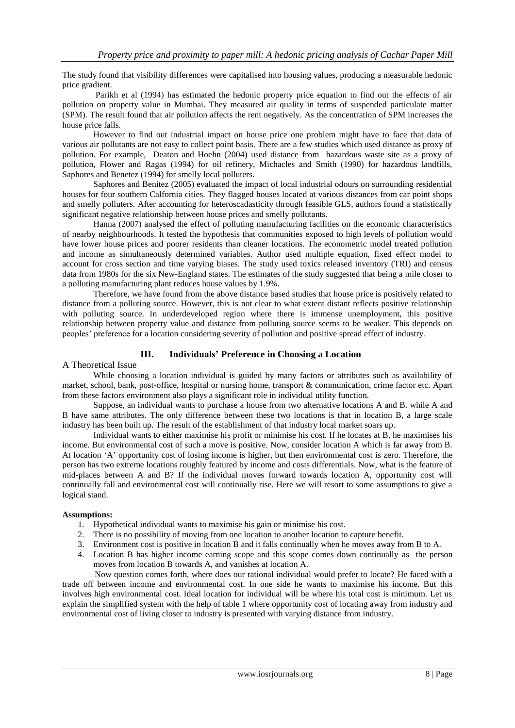The study found that visibility differences were capitalised into housing values, producing a measurable hedonic price gradient.

Parikh et al (1994) has estimated the hedonic property price equation to find out the effects of air pollution on property value in Mumbai. They measured air quality in terms of suspended particulate matter (SPM). The result found that air pollution affects the rent negatively. As the concentration of SPM increases the house price falls.

However to find out industrial impact on house price one problem might have to face that data of various air pollutants are not easy to collect point basis. There are a few studies which used distance as proxy of pollution. For example, Deaton and Hoehn (2004) used distance from hazardous waste site as a proxy of pollution, Flower and Ragas (1994) for oil refinery, Michacles and Smith (1990) for hazardous landfills, Saphores and Benetez (1994) for smelly local polluters.

Saphores and Benitez (2005) evaluated the impact of local industrial odours on surrounding residential houses for four southern Calfornia cities. They flagged houses located at various distances from car point shops and smelly polluters. After accounting for heteroscadasticity through feasible GLS, authors found a statistically significant negative relationship between house prices and smelly pollutants.

Hanna (2007) analysed the effect of polluting manufacturing facilities on the economic characteristics of nearby neighbourhoods. It tested the hypothesis that communities exposed to high levels of pollution would have lower house prices and poorer residents than cleaner locations. The econometric model treated pollution and income as simultaneously determined variables. Author used multiple equation, fixed effect model to account for cross section and time varying biases. The study used toxics released inventory (TRI) and census data from 1980s for the six New-England states. The estimates of the study suggested that being a mile closer to a polluting manufacturing plant reduces house values by 1.9%.

Therefore, we have found from the above distance based studies that house price is positively related to distance from a polluting source. However, this is not clear to what extent distant reflects positive relationship with polluting source. In underdeveloped region where there is immense unemployment, this positive relationship between property value and distance from polluting source seems to be weaker. This depends on peoples' preference for a location considering severity of pollution and positive spread effect of industry.

## III. Individuals' Preference in Choosing a Location

### A Theoretical Issue

While choosing a location individual is guided by many factors or attributes such as availability of market, school, bank, post-office, hospital or nursing home, transport & communication, crime factor etc. Apart from these factors environment also plays a significant role in individual utility function.

Suppose, an individual wants to purchase a house from two alternative locations A and B. while A and B have same attributes. The only difference between these two locations is that in location B, a large scale industry has been built up. The result of the establishment of that industry local market soars up.

Individual wants to either maximise his profit or minimise his cost. If he locates at B, he maximises his income. But environmental cost of such a move is positive. Now, consider location A which is far away from B. At location 'A' opportunity cost of losing income is higher, but then environmental cost is zero. Therefore, the person has two extreme locations roughly featured by income and costs differentials. Now, what is the feature of mid-places between A and B? If the individual moves forward towards location A, opportunity cost will continually fall and environmental cost will continually rise. Here we will resort to some assumptions to give a logical stand.

**Assumptions:**

1. Hypothetical individual wants to maximise his gain or minimise his cost.
2. There is no possibility of moving from one location to another location to capture benefit.
3. Environment cost is positive in location B and it falls continually when he moves away from B to A.
4. Location B has higher income earning scope and this scope comes down continually as the person moves from location B towards A, and vanishes at location A.

Now question comes forth, where does our rational individual would prefer to locate? He faced with a trade off between income and environmental cost. In one side he wants to maximise his income. But this involves high environmental cost. Ideal location for individual will be where his total cost is minimum. Let us explain the simplified system with the help of table 1 where opportunity cost of locating away from industry and environmental cost of living closer to industry is presented with varying distance from industry.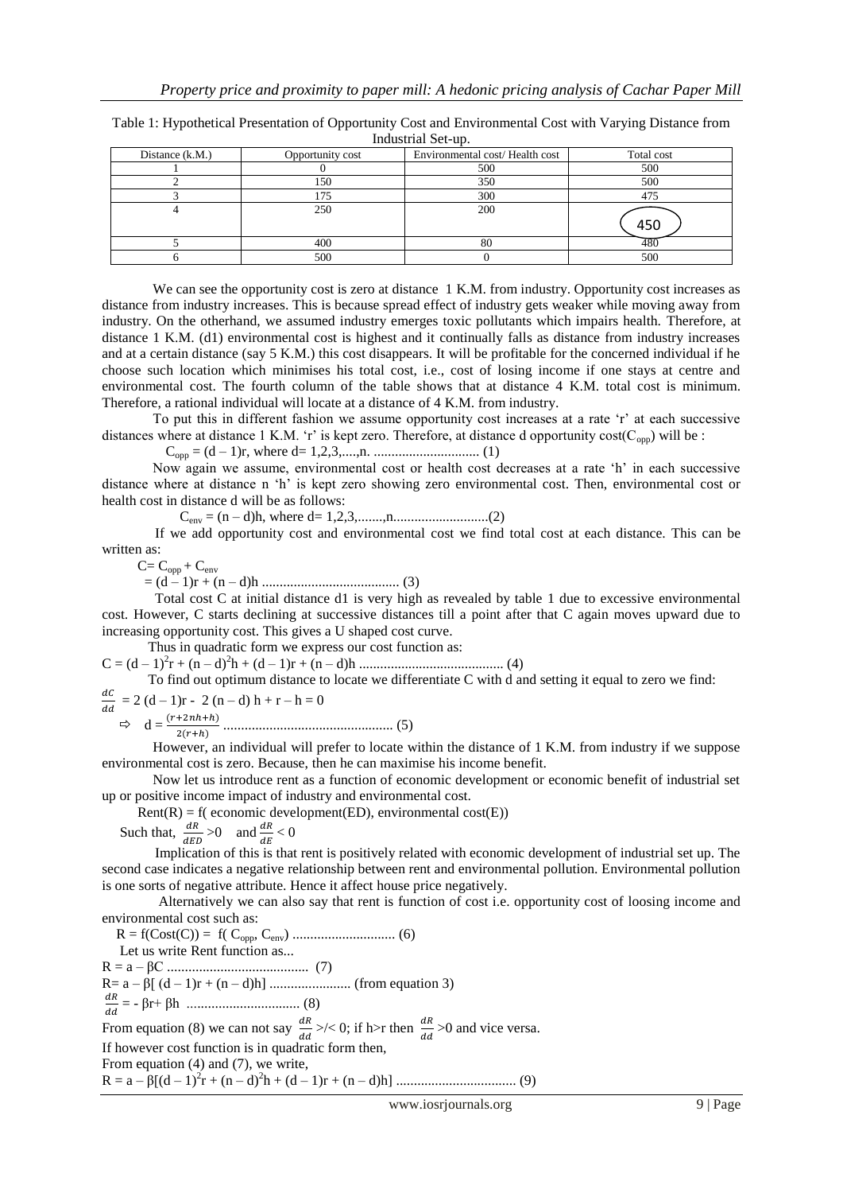Table 1: Hypothetical Presentation of Opportunity Cost and Environmental Cost with Varying Distance from Industrial Set-up.

| Distance (k.M.) | Opportunity cost | Environmental cost/ Health cost | Total cost |
|---|---|---|---|
| 1 | 0 | 500 | 500 |
| 2 | 150 | 350 | 500 |
| 3 | 175 | 300 | 475 |
| 4 | 250 | 200 | 450 |
| 5 | 400 | 80 | 480 |
| 6 | 500 | 0 | 500 |

We can see the opportunity cost is zero at distance 1 K.M. from industry. Opportunity cost increases as distance from industry increases. This is because spread effect of industry gets weaker while moving away from industry. On the otherhand, we assumed industry emerges toxic pollutants which impairs health. Therefore, at distance 1 K.M. (d1) environmental cost is highest and it continually falls as distance from industry increases and at a certain distance (say 5 K.M.) this cost disappears. It will be profitable for the concerned individual if he choose such location which minimises his total cost, i.e., cost of losing income if one stays at centre and environmental cost. The fourth column of the table shows that at distance 4 K.M. total cost is minimum. Therefore, a rational individual will locate at a distance of 4 K.M. from industry.

To put this in different fashion we assume opportunity cost increases at a rate 'r' at each successive distances where at distance 1 K.M. 'r' is kept zero. Therefore, at distance d opportunity cost($C_{opp}$) will be :

$C_{opp} = (d – 1)r$, where d= 1,2,3,....,n. .............................. (1)

Now again we assume, environmental cost or health cost decreases at a rate 'h' in each successive distance where at distance n 'h' is kept zero showing zero environmental cost. Then, environmental cost or health cost in distance d will be as follows:

$C_{env} = (n – d)h$, where d= 1,2,3,.......,n...........................(2)

If we add opportunity cost and environmental cost we find total cost at each distance. This can be written as:

$C= C_{opp} + C_{env}$

$= (d – 1)r + (n – d)h$ ....................................... (3)

Total cost C at initial distance d1 is very high as revealed by table 1 due to excessive environmental cost. However, C starts declining at successive distances till a point after that C again moves upward due to increasing opportunity cost. This gives a U shaped cost curve.

Thus in quadratic form we express our cost function as:

$C = (d – 1)^2r + (n – d)^2h + (d – 1)r + (n – d)h$ ......................................... (4)

To find out optimum distance to locate we differentiate C with d and setting it equal to zero we find:

$\frac{dC}{dd} = 2 (d – 1)r - 2 (n – d) h + r – h = 0$

$\Rightarrow \quad d = \frac{(r+2nh+h)}{2(r+h)}$ ................................................ (5)

However, an individual will prefer to locate within the distance of 1 K.M. from industry if we suppose environmental cost is zero. Because, then he can maximise his income benefit.

Now let us introduce rent as a function of economic development or economic benefit of industrial set up or positive income impact of industry and environmental cost.

Rent(R) = f( economic development(ED), environmental cost(E))

Such that, $\frac{dR}{dED} > 0$ and $\frac{dR}{dE} < 0$

Implication of this is that rent is positively related with economic development of industrial set up. The second case indicates a negative relationship between rent and environmental pollution. Environmental pollution is one sorts of negative attribute. Hence it affect house price negatively.

Alternatively we can also say that rent is function of cost i.e. opportunity cost of loosing income and environmental cost such as:

$R = f(Cost(C)) = f( C_{opp}, C_{env})$ ............................ (6)

Let us write Rent function as...

$R = a – \beta C$ ........................................ (7)

$R= a – \beta[ (d – 1)r + (n – d)h]$ ....................... (from equation 3)

$\frac{dR}{dd} = - \beta r+ \beta h$ ................................ (8)

From equation (8) we can not say $\frac{dR}{dd}$ >/< 0; if h>r then $\frac{dR}{dd} > 0$ and vice versa.

If however cost function is in quadratic form then,

From equation (4) and (7), we write,

$R = a – \beta[(d – 1)^2r + (n – d)^2h + (d – 1)r + (n – d)h]$ .................................. (9)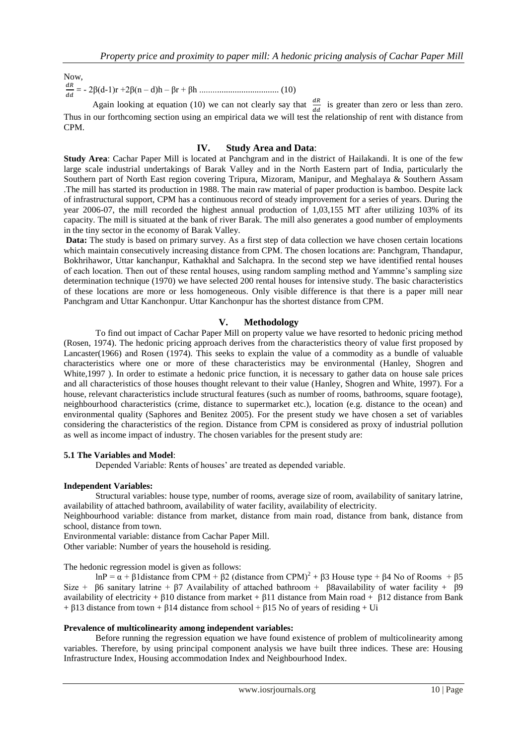Now,

$$\frac{dR}{dd} = -2\beta(d-1)r + 2\beta(n-d)h - \beta r + \beta h \quad \text{.................................... (10)}$$

Again looking at equation (10) we can not clearly say that $\frac{dR}{dd}$ is greater than zero or less than zero. Thus in our forthcoming section using an empirical data we will test the relationship of rent with distance from CPM.

## IV. Study Area and Data:

**Study Area**: Cachar Paper Mill is located at Panchgram and in the district of Hailakandi. It is one of the few large scale industrial undertakings of Barak Valley and in the North Eastern part of India, particularly the Southern part of North East region covering Tripura, Mizoram, Manipur, and Meghalaya & Southern Assam .The mill has started its production in 1988. The main raw material of paper production is bamboo. Despite lack of infrastructural support, CPM has a continuous record of steady improvement for a series of years. During the year 2006-07, the mill recorded the highest annual production of 1,03,155 MT after utilizing 103% of its capacity. The mill is situated at the bank of river Barak. The mill also generates a good number of employments in the tiny sector in the economy of Barak Valley.

**Data:** The study is based on primary survey. As a first step of data collection we have chosen certain locations which maintain consecutively increasing distance from CPM. The chosen locations are: Panchgram, Thandapur, Bokhrihawor, Uttar kanchanpur, Kathakhal and Salchapra. In the second step we have identified rental houses of each location. Then out of these rental houses, using random sampling method and Yammne's sampling size determination technique (1970) we have selected 200 rental houses for intensive study. The basic characteristics of these locations are more or less homogeneous. Only visible difference is that there is a paper mill near Panchgram and Uttar Kanchonpur. Uttar Kanchonpur has the shortest distance from CPM.

## V. Methodology

To find out impact of Cachar Paper Mill on property value we have resorted to hedonic pricing method (Rosen, 1974). The hedonic pricing approach derives from the characteristics theory of value first proposed by Lancaster(1966) and Rosen (1974). This seeks to explain the value of a commodity as a bundle of valuable characteristics where one or more of these characteristics may be environmental (Hanley, Shogren and White,1997 ). In order to estimate a hedonic price function, it is necessary to gather data on house sale prices and all characteristics of those houses thought relevant to their value (Hanley, Shogren and White, 1997). For a house, relevant characteristics include structural features (such as number of rooms, bathrooms, square footage), neighbourhood characteristics (crime, distance to supermarket etc.), location (e.g. distance to the ocean) and environmental quality (Saphores and Benitez 2005). For the present study we have chosen a set of variables considering the characteristics of the region. Distance from CPM is considered as proxy of industrial pollution as well as income impact of industry. The chosen variables for the present study are:

### 5.1 The Variables and Model:

Depended Variable: Rents of houses' are treated as depended variable.

**Independent Variables:**

Structural variables: house type, number of rooms, average size of room, availability of sanitary latrine, availability of attached bathroom, availability of water facility, availability of electricity.

Neighbourhood variable: distance from market, distance from main road, distance from bank, distance from school, distance from town.

Environmental variable: distance from Cachar Paper Mill.

Other variable: Number of years the household is residing.

The hedonic regression model is given as follows:

$$\ln P = \alpha + \beta_1 \text{distance from CPM} + \beta_2 (\text{distance from CPM})^2 + \beta_3 \text{ House type} + \beta_4 \text{ No of Rooms} + \beta_5 \text{ Size} + \beta_6 \text{ sanitary latrine} + \beta_7 \text{ Availability of attached bathroom} + \beta_8 \text{availability of water facility} + \beta_9 \text{ availability of electricity} + \beta_{10} \text{ distance from market} + \beta_{11} \text{ distance from Main road} + \beta_{12} \text{ distance from Bank} + \beta_{13} \text{ distance from town} + \beta_{14} \text{ distance from school} + \beta_{15} \text{ No of years of residing} + U_i$$

**Prevalence of multicolinearity among independent variables:**

Before running the regression equation we have found existence of problem of multicolinearity among variables. Therefore, by using principal component analysis we have built three indices. These are: Housing Infrastructure Index, Housing accommodation Index and Neighbourhood Index.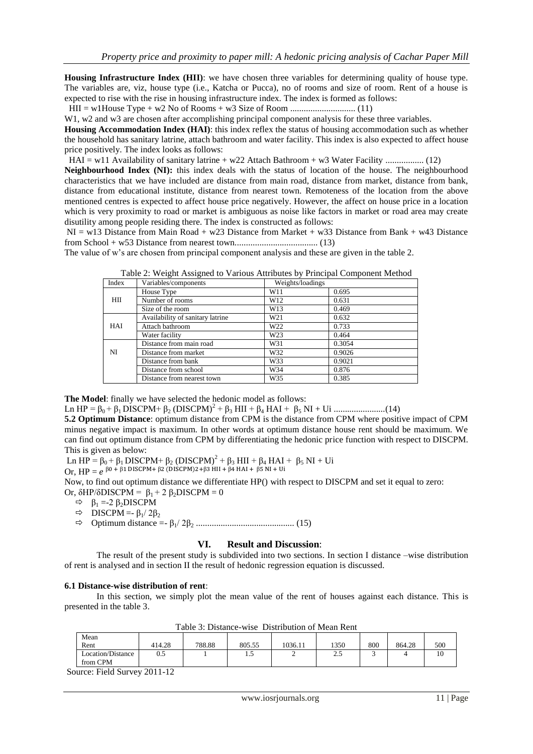**Housing Infrastructure Index (HII)**: we have chosen three variables for determining quality of house type. The variables are, viz, house type (i.e., Katcha or Pucca), no of rooms and size of room. Rent of a house is expected to rise with the rise in housing infrastructure index. The index is formed as follows:

HII = w1House Type + w2 No of Rooms + w3 Size of Room ............................ (11)

W1, w2 and w3 are chosen after accomplishing principal component analysis for these three variables.

**Housing Accommodation Index (HAI)**: this index reflex the status of housing accommodation such as whether the household has sanitary latrine, attach bathroom and water facility. This index is also expected to affect house price positively. The index looks as follows:

HAI = w11 Availability of sanitary latrine + w22 Attach Bathroom + w3 Water Facility ................. (12)

**Neighbourhood Index (NI):** this index deals with the status of location of the house. The neighbourhood characteristics that we have included are distance from main road, distance from market, distance from bank, distance from educational institute, distance from nearest town. Remoteness of the location from the above mentioned centres is expected to affect house price negatively. However, the affect on house price in a location which is very proximity to road or market is ambiguous as noise like factors in market or road area may create disutility among people residing there. The index is constructed as follows:

NI = w13 Distance from Main Road + w23 Distance from Market + w33 Distance from Bank + w43 Distance from School + w53 Distance from nearest town..................................... (13)

The value of w's are chosen from principal component analysis and these are given in the table 2.

Table 2: Weight Assigned to Various Attributes by Principal Component Method

| Index | Variables/components | Weights/loadings | |
|---|---|---|---|
| HII | House Type | W11 | 0.695 |
| | Number of rooms | W12 | 0.631 |
| | Size of the room | W13 | 0.469 |
| HAI | Availability of sanitary latrine | W21 | 0.632 |
| | Attach bathroom | W22 | 0.733 |
| | Water facility | W23 | 0.464 |
| NI | Distance from main road | W31 | 0.3054 |
| | Distance from market | W32 | 0.9026 |
| | Distance from bank | W33 | 0.9021 |
| | Distance from school | W34 | 0.876 |
| | Distance from nearest town | W35 | 0.385 |

**The Model**: finally we have selected the hedonic model as follows:

$\text{Ln HP} = \beta_0 + \beta_1 \text{DISCPM} + \beta_2 (\text{DISCPM})^2 + \beta_3 \text{HII} + \beta_4 \text{HAI} + \beta_5 \text{NI} + \text{Ui}$ .......................(14)

**5.2 Optimum Distance**: optimum distance from CPM is the distance from CPM where positive impact of CPM minus negative impact is maximum. In other words at optimum distance house rent should be maximum. We can find out optimum distance from CPM by differentiating the hedonic price function with respect to DISCPM. This is given as below:

$\text{Ln HP} = \beta_0 + \beta_1 \text{DISCPM} + \beta_2 (\text{DISCPM})^2 + \beta_3 \text{HII} + \beta_4 \text{HAI} + \beta_5 \text{NI} + \text{Ui}$

Or, $\text{HP} = e^{\beta_0 + \beta_1 \text{DISCPM} + \beta_2 (\text{DISCPM})^2 + \beta_3 \text{HII} + \beta_4 \text{HAI} + \beta_5 \text{NI} + \text{Ui}}$

Now, to find out optimum distance we differentiate HP() with respect to DISCPM and set it equal to zero:

Or, $\delta \text{HP}/\delta \text{DISCPM} = \beta_1 + 2\beta_2 \text{DISCPM} = 0$

- ⇨ $\beta_1 = -2\beta_2 \text{DISCPM}$
- ⇨ $\text{DISCPM} = -\beta_1/2\beta_2$
- ⇨ Optimum distance $= -\beta_1/2\beta_2$ ........................................... (15)

## VI. Result and Discussion:

The result of the present study is subdivided into two sections. In section I distance –wise distribution of rent is analysed and in section II the result of hedonic regression equation is discussed.

### 6.1 Distance-wise distribution of rent:

In this section, we simply plot the mean value of the rent of houses against each distance. This is presented in the table 3.

Table 3: Distance-wise Distribution of Mean Rent

| Mean Rent | 414.28 | 788.88 | 805.55 | 1036.11 | 1350 | 800 | 864.28 | 500 |
|---|---|---|---|---|---|---|---|---|
| Location/Distance from CPM | 0.5 | 1 | 1.5 | 2 | 2.5 | 3 | 4 | 10 |

Source: Field Survey 2011-12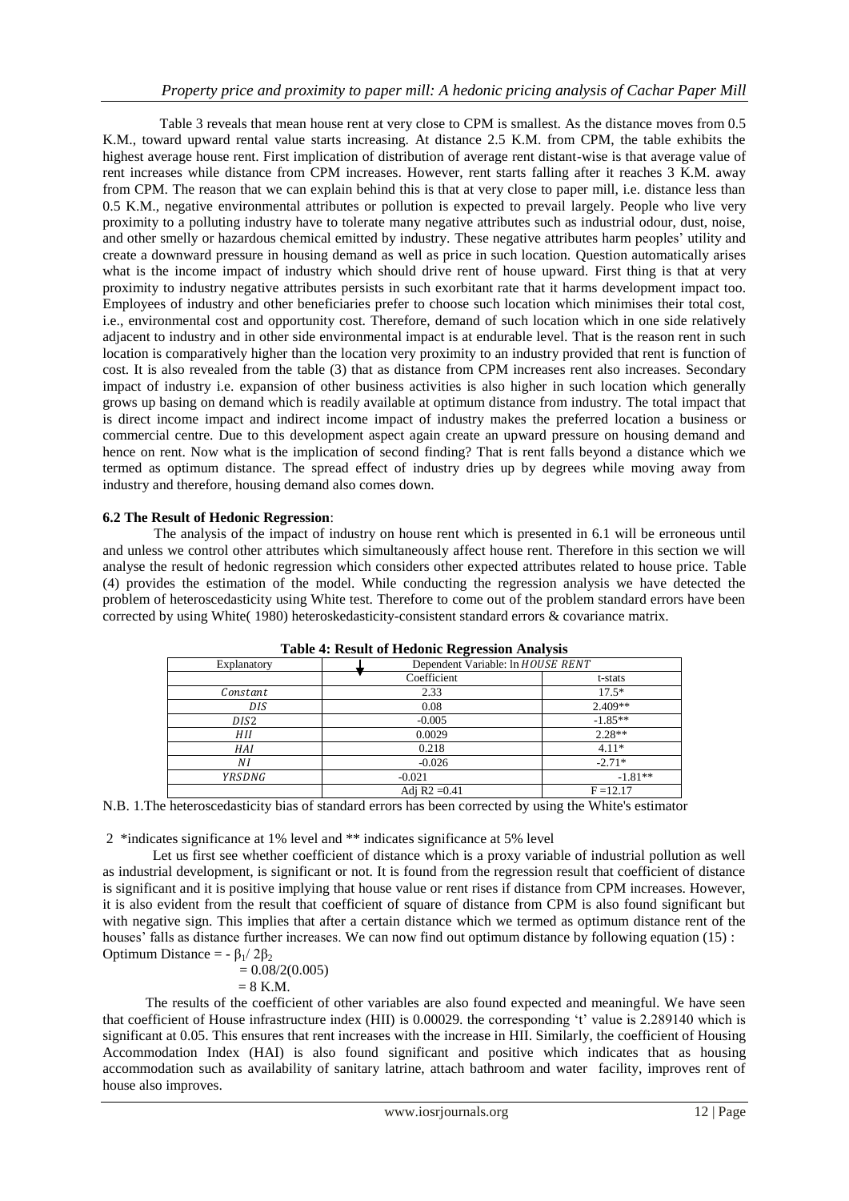Table 3 reveals that mean house rent at very close to CPM is smallest. As the distance moves from 0.5 K.M., toward upward rental value starts increasing. At distance 2.5 K.M. from CPM, the table exhibits the highest average house rent. First implication of distribution of average rent distant-wise is that average value of rent increases while distance from CPM increases. However, rent starts falling after it reaches 3 K.M. away from CPM. The reason that we can explain behind this is that at very close to paper mill, i.e. distance less than 0.5 K.M., negative environmental attributes or pollution is expected to prevail largely. People who live very proximity to a polluting industry have to tolerate many negative attributes such as industrial odour, dust, noise, and other smelly or hazardous chemical emitted by industry. These negative attributes harm peoples' utility and create a downward pressure in housing demand as well as price in such location. Question automatically arises what is the income impact of industry which should drive rent of house upward. First thing is that at very proximity to industry negative attributes persists in such exorbitant rate that it harms development impact too. Employees of industry and other beneficiaries prefer to choose such location which minimises their total cost, i.e., environmental cost and opportunity cost. Therefore, demand of such location which in one side relatively adjacent to industry and in other side environmental impact is at endurable level. That is the reason rent in such location is comparatively higher than the location very proximity to an industry provided that rent is function of cost. It is also revealed from the table (3) that as distance from CPM increases rent also increases. Secondary impact of industry i.e. expansion of other business activities is also higher in such location which generally grows up basing on demand which is readily available at optimum distance from industry. The total impact that is direct income impact and indirect income impact of industry makes the preferred location a business or commercial centre. Due to this development aspect again create an upward pressure on housing demand and hence on rent. Now what is the implication of second finding? That is rent falls beyond a distance which we termed as optimum distance. The spread effect of industry dries up by degrees while moving away from industry and therefore, housing demand also comes down.

### 6.2 The Result of Hedonic Regression:

The analysis of the impact of industry on house rent which is presented in 6.1 will be erroneous until and unless we control other attributes which simultaneously affect house rent. Therefore in this section we will analyse the result of hedonic regression which considers other expected attributes related to house price. Table (4) provides the estimation of the model. While conducting the regression analysis we have detected the problem of heteroscedasticity using White test. Therefore to come out of the problem standard errors have been corrected by using White( 1980) heteroskedasticity-consistent standard errors & covariance matrix.

**Table 4: Result of Hedonic Regression Analysis**

| Explanatory | Dependent Variable: ln *HOUSE RENT* | |
|---|---|---|
| | Coefficient | t-stats |
| *Constant* | 2.33 | 17.5* |
| *DIS* | 0.08 | 2.409** |
| *DIS2* | -0.005 | -1.85** |
| *HII* | 0.0029 | 2.28** |
| *HAI* | 0.218 | 4.11* |
| *NI* | -0.026 | -2.71* |
| *YRSDNG* | -0.021 | -1.81** |
| | Adj R2 =0.41 | F =12.17 |

N.B. 1.The heteroscedasticity bias of standard errors has been corrected by using the White's estimator

2 *indicates significance at 1% level and ** indicates significance at 5% level

Let us first see whether coefficient of distance which is a proxy variable of industrial pollution as well as industrial development, is significant or not. It is found from the regression result that coefficient of distance is significant and it is positive implying that house value or rent rises if distance from CPM increases. However, it is also evident from the result that coefficient of square of distance from CPM is also found significant but with negative sign. This implies that after a certain distance which we termed as optimum distance rent of the houses' falls as distance further increases. We can now find out optimum distance by following equation (15) :

Optimum Distance = $- \beta_1 / 2\beta_2$

$= 0.08/2(0.005)$

$= 8$ K.M.

The results of the coefficient of other variables are also found expected and meaningful. We have seen that coefficient of House infrastructure index (HII) is 0.00029. the corresponding 't' value is 2.289140 which is significant at 0.05. This ensures that rent increases with the increase in HII. Similarly, the coefficient of Housing Accommodation Index (HAI) is also found significant and positive which indicates that as housing accommodation such as availability of sanitary latrine, attach bathroom and water facility, improves rent of house also improves.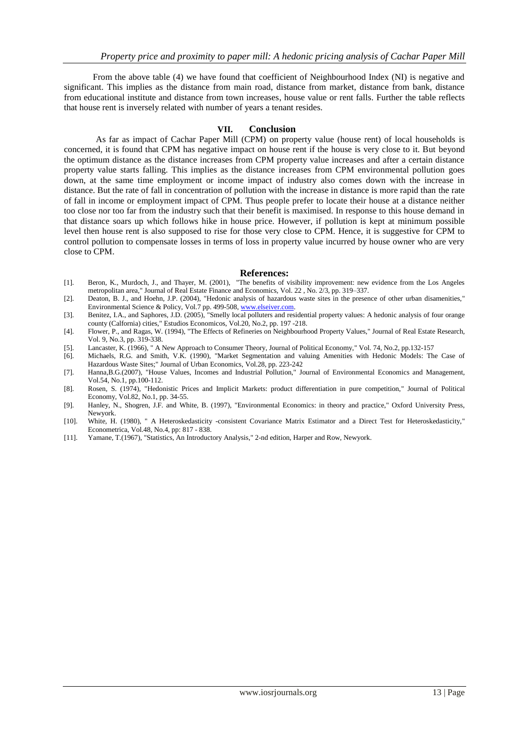From the above table (4) we have found that coefficient of Neighbourhood Index (NI) is negative and significant. This implies as the distance from main road, distance from market, distance from bank, distance from educational institute and distance from town increases, house value or rent falls. Further the table reflects that house rent is inversely related with number of years a tenant resides.

## VII. Conclusion

As far as impact of Cachar Paper Mill (CPM) on property value (house rent) of local households is concerned, it is found that CPM has negative impact on house rent if the house is very close to it. But beyond the optimum distance as the distance increases from CPM property value increases and after a certain distance property value starts falling. This implies as the distance increases from CPM environmental pollution goes down, at the same time employment or income impact of industry also comes down with the increase in distance. But the rate of fall in concentration of pollution with the increase in distance is more rapid than the rate of fall in income or employment impact of CPM. Thus people prefer to locate their house at a distance neither too close nor too far from the industry such that their benefit is maximised. In response to this house demand in that distance soars up which follows hike in house price. However, if pollution is kept at minimum possible level then house rent is also supposed to rise for those very close to CPM. Hence, it is suggestive for CPM to control pollution to compensate losses in terms of loss in property value incurred by house owner who are very close to CPM.

## References:

[1]. Beron, K., Murdoch, J., and Thayer, M. (2001), "The benefits of visibility improvement: new evidence from the Los Angeles metropolitan area," Journal of Real Estate Finance and Economics, Vol. 22 , No. 2/3, pp. 319–337.

[2]. Deaton, B. J., and Hoehn, J.P. (2004), "Hedonic analysis of hazardous waste sites in the presence of other urban disamenities," Environmental Science & Policy, Vol.7 pp. 499-508, www.elseiver.com.

[3]. Benitez, I.A., and Saphores, J.D. (2005), "Smelly local polluters and residential property values: A hedonic analysis of four orange county (Calfornia) cities," Estudios Economicos, Vol.20, No.2, pp. 197 -218.

[4]. Flower, P., and Ragas, W. (1994), "The Effects of Refineries on Neighbourhood Property Values," Journal of Real Estate Research, Vol. 9, No.3, pp. 319-338.

[5]. Lancaster, K. (1966), " A New Approach to Consumer Theory, Journal of Political Economy," Vol. 74, No.2, pp.132-157

[6]. Michaels, R.G. and Smith, V.K. (1990), "Market Segmentation and valuing Amenities with Hedonic Models: The Case of Hazardous Waste Sites;" Journal of Urban Economics, Vol.28, pp. 223-242

[7]. Hanna,B.G.(2007), "House Values, Incomes and Industrial Pollution," Journal of Environmental Economics and Management, Vol.54, No.1, pp.100-112.

[8]. Rosen, S. (1974), "Hedonistic Prices and Implicit Markets: product differentiation in pure competition," Journal of Political Economy, Vol.82, No.1, pp. 34-55.

[9]. Hanley, N., Shogren, J.F. and White, B. (1997), "Environmental Economics: in theory and practice," Oxford University Press, Newyork.

[10]. White, H. (1980), " A Heteroskedasticity -consistent Covariance Matrix Estimator and a Direct Test for Heteroskedasticity," Econometrica, Vol.48, No.4, pp: 817 - 838.

[11]. Yamane, T.(1967), "Statistics, An Introductory Analysis," 2-nd edition, Harper and Row, Newyork.